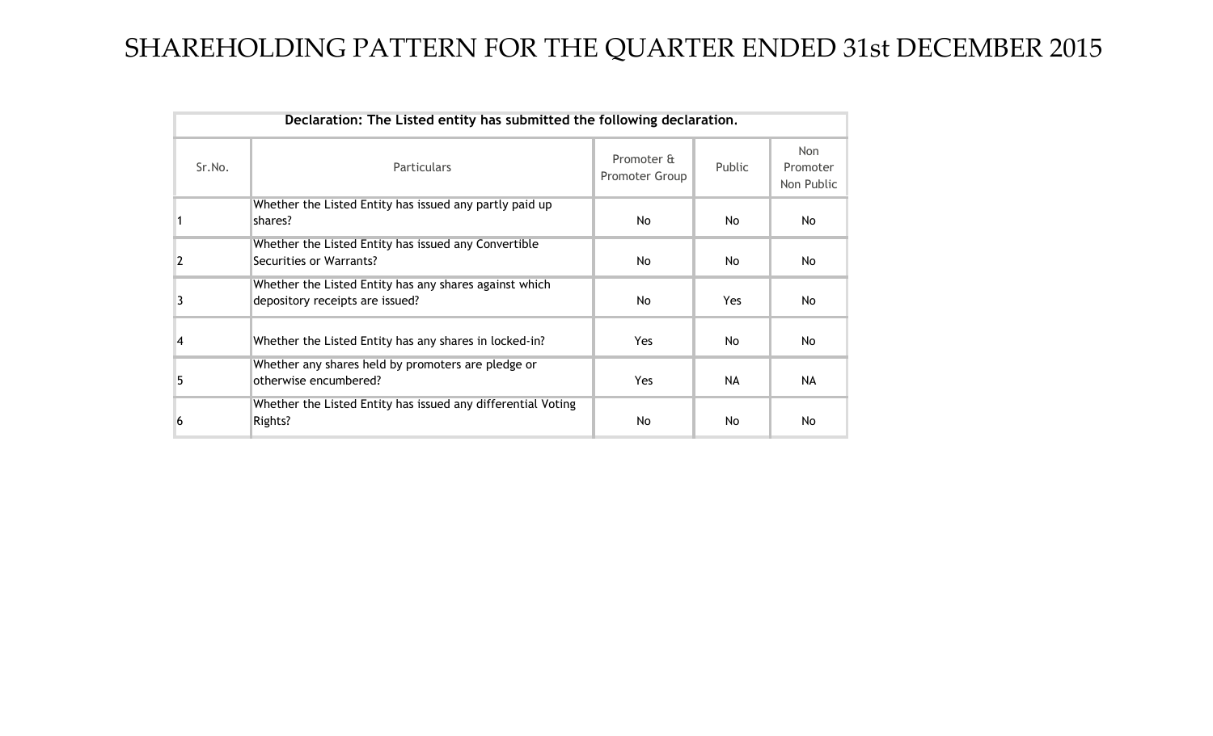# SHAREHOLDING PATTERN FOR THE QUARTER ENDED 31st DECEMBER 2015

| **Declaration: The Listed entity has submitted the following declaration.** | | | | |
|---|---|---|---|---|
| Sr.No. | Particulars | Promoter & Promoter Group | Public | Non Promoter Non Public |
| 1 | Whether the Listed Entity has issued any partly paid up shares? | No | No | No |
| 2 | Whether the Listed Entity has issued any Convertible Securities or Warrants? | No | No | No |
| 3 | Whether the Listed Entity has any shares against which depository receipts are issued? | No | Yes | No |
| 4 | Whether the Listed Entity has any shares in locked-in? | Yes | No | No |
| 5 | Whether any shares held by promoters are pledge or otherwise encumbered? | Yes | NA | NA |
| 6 | Whether the Listed Entity has issued any differential Voting Rights? | No | No | No |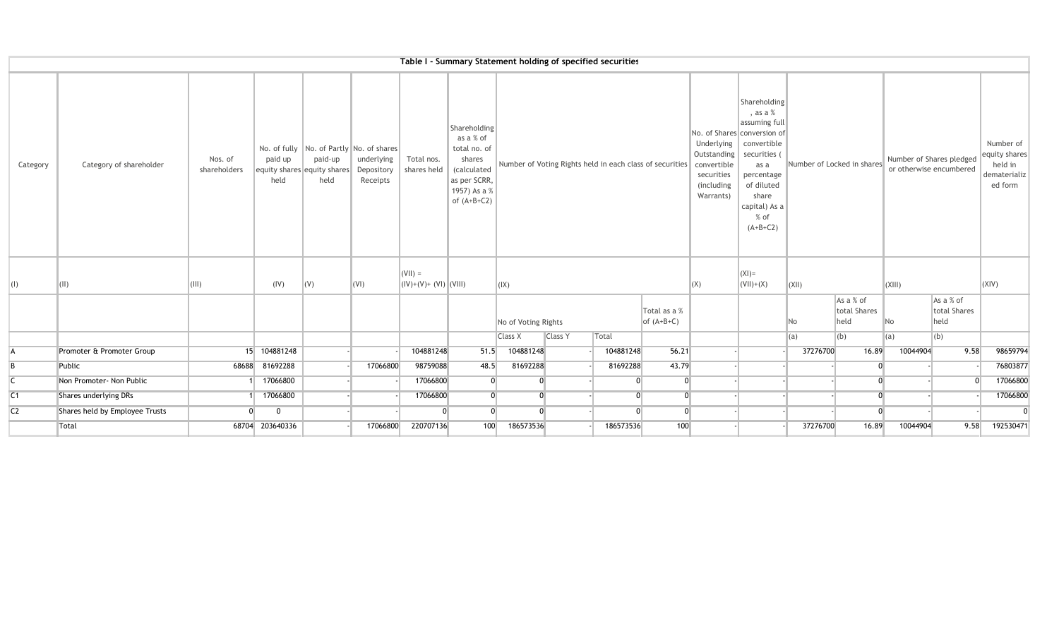## Table I - Summary Statement holding of specified securities

| Category | Category of shareholder | Nos. of shareholders | No. of fully paid up equity shares held | No. of Partly paid-up equity shares held | No. of shares underlying Depository Receipts | Total nos. shares held | Shareholding as a % of total no. of shares (calculated as per SCRR, 1957) As a % of (A+B+C2) | Number of Voting Rights held in each class of securities | | | | No. of Shares Underlying Outstanding convertible securities (including Warrants) | Shareholding , as a % assuming full conversion of convertible securities ( as a percentage of diluted share capital) As a % of (A+B+C2) | Number of Locked in shares | | Number of Shares pledged or otherwise encumbered | | Number of equity shares held in dematerialized form |
|---|---|---|---|---|---|---|---|---|---|---|---|---|---|---|---|---|---|---|
| (I) | (II) | (III) | (IV) | (V) | (VI) | (VII) = (IV)+(V)+ (VI) | (VIII) | (IX) | | | | (X) | (XI)= (VII)+(X) | (XII) | | (XIII) | | (XIV) |
| | | | | | | | | No of Voting Rights | | | Total as a % of (A+B+C) | | | No | As a % of total Shares held | No | As a % of total Shares held | |
| | | | | | | | | Class X | Class Y | Total | | | | (a) | (b) | (a) | (b) | |
| A | Promoter & Promoter Group | 15 | 104881248 | | - | 104881248 | 51.5 | 104881248 | - | 104881248 | 56.21 | - | | 37276700 | 16.89 | 10044904 | 9.58 | 98659794 |
| B | Public | 68688 | 81692288 | | 17066800 | 98759088 | 48.5 | 81692288 | - | 81692288 | 43.79 | - | - | - | 0 | - | - | 76803877 |
| C | Non Promoter- Non Public | 1 | 17066800 | | - | 17066800 | 0 | 0 | - | 0 | 0 | - | - | - | 0 | - | 0 | 17066800 |
| C1 | Shares underlying DRs | 1 | 17066800 | | - | 17066800 | 0 | 0 | - | 0 | 0 | - | - | - | 0 | - | - | 17066800 |
| C2 | Shares held by Employee Trusts | 0 | 0 | | - | 0 | 0 | 0 | - | 0 | 0 | - | - | - | 0 | - | - | 0 |
| | Total | 68704 | 203640336 | | 17066800 | 220707136 | 100 | 186573536 | - | 186573536 | 100 | - | - | 37276700 | 16.89 | 10044904 | 9.58 | 192530471 |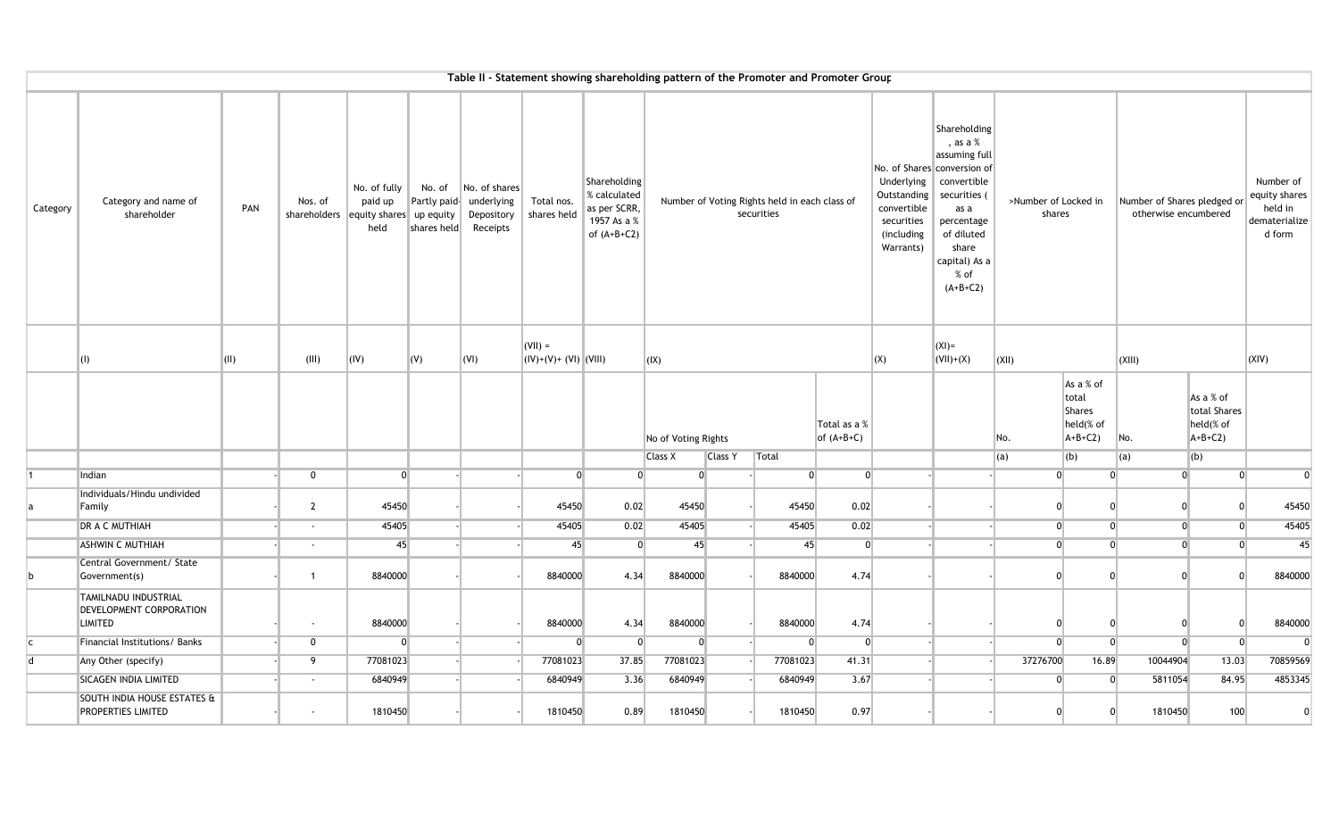# Table II - Statement showing shareholding pattern of the Promoter and Promoter Group

| Category | Category and name of shareholder | PAN | Nos. of shareholders | No. of fully paid up equity shares held | No. of Partly paid-up equity shares held | No. of shares underlying Depository Receipts | Total nos. shares held | Shareholding % calculated as per SCRR, 1957 As a % of (A+B+C2) | Number of Voting Rights held in each class of securities | | | | No. of Shares Underlying Outstanding convertible securities (including Warrants) | Shareholding , as a % assuming full conversion of convertible securities ( as a percentage of diluted share capital) As a % of (A+B+C2) | >Number of Locked in shares | | Number of Shares pledged or otherwise encumbered | | Number of equity shares held in dematerialized form |
|---|---|---|---|---|---|---|---|---|---|---|---|---|---|---|---|---|---|---|---|
| | (I) | (II) | (III) | (IV) | (V) | (VI) | (VII) = (IV)+(V)+ (VI) | (VIII) | (IX) | | | | (X) | (XI)= (VII)+(X) | (XII) | | (XIII) | | (XIV) |
| | | | | | | | | | No of Voting Rights | | | Total as a % of (A+B+C) | | | No. | As a % of total Shares held(% of A+B+C2) | No. | As a % of total Shares held(% of A+B+C2) | |
| | | | | | | | | | Class X | Class Y | Total | | | | (a) | (b) | (a) | (b) | |
| 1 | Indian | - | 0 | 0 | - | - | 0 | 0 | 0 | - | 0 | 0 | - | - | 0 | 0 | 0 | 0 | 0 |
| a | Individuals/Hindu undivided Family | - | 2 | 45450 | - | - | 45450 | 0.02 | 45450 | - | 45450 | 0.02 | - | - | 0 | 0 | 0 | 0 | 45450 |
| | DR A C MUTHIAH | - | - | 45405 | - | - | 45405 | 0.02 | 45405 | - | 45405 | 0.02 | - | - | 0 | 0 | 0 | 0 | 45405 |
| | ASHWIN C MUTHIAH | - | - | 45 | - | - | 45 | 0 | 45 | - | 45 | 0 | - | - | 0 | 0 | 0 | 0 | 45 |
| b | Central Government/ State Government(s) | - | 1 | 8840000 | - | - | 8840000 | 4.34 | 8840000 | | 8840000 | 4.74 | - | - | 0 | 0 | 0 | 0 | 8840000 |
| | TAMILNADU INDUSTRIAL DEVELOPMENT CORPORATION LIMITED | - | - | 8840000 | - | - | 8840000 | 4.34 | 8840000 | - | 8840000 | 4.74 | - | - | 0 | 0 | 0 | 0 | 8840000 |
| c | Financial Institutions/ Banks | - | 0 | 0 | - | - | 0 | 0 | 0 | - | 0 | 0 | - | - | 0 | 0 | 0 | 0 | 0 |
| d | Any Other (specify) | - | 9 | 77081023 | - | - | 77081023 | 37.85 | 77081023 | - | 77081023 | 41.31 | - | - | 37276700 | 16.89 | 10044904 | 13.03 | 70859569 |
| | SICAGEN INDIA LIMITED | - | - | 6840949 | - | - | 6840949 | 3.36 | 6840949 | - | 6840949 | 3.67 | - | - | 0 | 0 | 5811054 | 84.95 | 4853345 |
| | SOUTH INDIA HOUSE ESTATES & PROPERTIES LIMITED | - | - | 1810450 | - | - | 1810450 | 0.89 | 1810450 | - | 1810450 | 0.97 | - | - | 0 | 0 | 1810450 | 100 | 0 |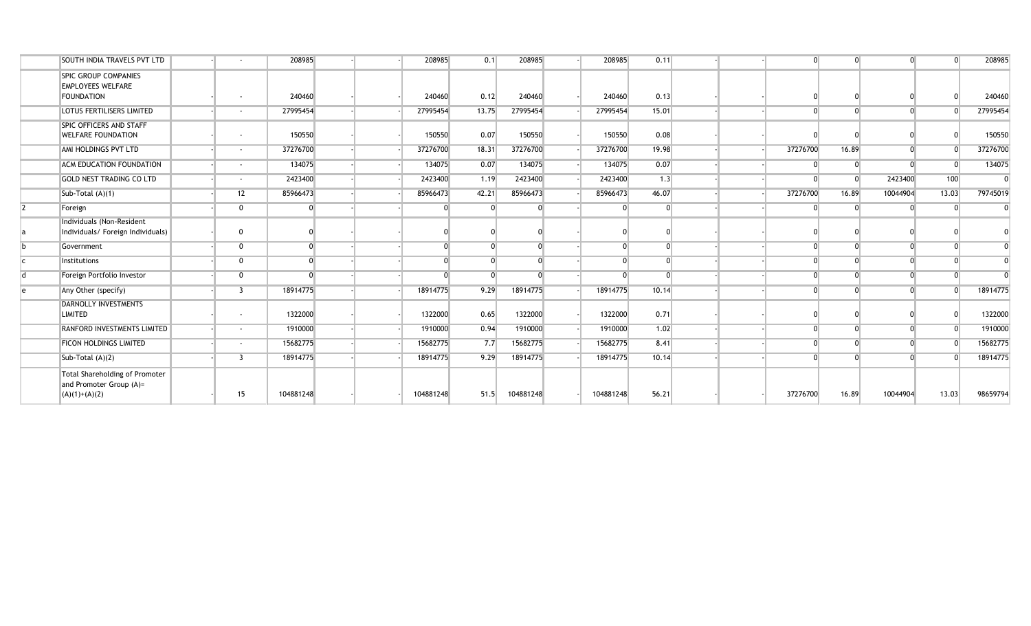| | | | | | | | | | | | | | | | | | | | |
|---|---|---|---|---|---|---|---|---|---|---|---|---|---|---|---|---|---|---|---|
| | SOUTH INDIA TRAVELS PVT LTD | - | - | 208985 | - | - | 208985 | 0.1 | 208985 | - | 208985 | 0.11 | - | - | 0 | 0 | 0 | 0 | 208985 |
| | SPIC GROUP COMPANIES EMPLOYEES WELFARE FOUNDATION | - | - | 240460 | - | - | 240460 | 0.12 | 240460 | - | 240460 | 0.13 | - | - | 0 | 0 | 0 | 0 | 240460 |
| | LOTUS FERTILISERS LIMITED | - | - | 27995454 | - | - | 27995454 | 13.75 | 27995454 | - | 27995454 | 15.01 | - | - | 0 | 0 | 0 | 0 | 27995454 |
| | SPIC OFFICERS AND STAFF WELFARE FOUNDATION | - | - | 150550 | - | - | 150550 | 0.07 | 150550 | - | 150550 | 0.08 | - | - | 0 | 0 | 0 | 0 | 150550 |
| | AMI HOLDINGS PVT LTD | - | - | 37276700 | - | - | 37276700 | 18.31 | 37276700 | - | 37276700 | 19.98 | - | - | 37276700 | 16.89 | 0 | 0 | 37276700 |
| | ACM EDUCATION FOUNDATION | - | - | 134075 | - | - | 134075 | 0.07 | 134075 | - | 134075 | 0.07 | - | - | 0 | 0 | 0 | 0 | 134075 |
| | GOLD NEST TRADING CO LTD | - | - | 2423400 | - | - | 2423400 | 1.19 | 2423400 | - | 2423400 | 1.3 | - | - | 0 | 0 | 2423400 | 100 | 0 |
| | Sub-Total (A)(1) | - | 12 | 85966473 | - | - | 85966473 | 42.21 | 85966473 | - | 85966473 | 46.07 | - | - | 37276700 | 16.89 | 10044904 | 13.03 | 79745019 |
| 2 | Foreign | - | 0 | 0 | - | - | 0 | 0 | 0 | - | 0 | 0 | - | - | 0 | 0 | 0 | 0 | 0 |
| a | Individuals (Non-Resident Individuals/ Foreign Individuals) | - | 0 | 0 | - | - | 0 | 0 | 0 | - | 0 | 0 | - | - | 0 | 0 | 0 | 0 | 0 |
| b | Government | - | 0 | 0 | - | - | 0 | 0 | 0 | - | 0 | 0 | - | - | 0 | 0 | 0 | 0 | 0 |
| c | Institutions | - | 0 | 0 | - | - | 0 | 0 | 0 | - | 0 | 0 | - | - | 0 | 0 | 0 | 0 | 0 |
| d | Foreign Portfolio Investor | - | 0 | 0 | - | - | 0 | 0 | 0 | - | 0 | 0 | - | - | 0 | 0 | 0 | 0 | 0 |
| e | Any Other (specify) | - | 3 | 18914775 | - | - | 18914775 | 9.29 | 18914775 | - | 18914775 | 10.14 | - | - | 0 | 0 | 0 | 0 | 18914775 |
| | DARNOLLY INVESTMENTS LIMITED | - | - | 1322000 | - | - | 1322000 | 0.65 | 1322000 | - | 1322000 | 0.71 | - | - | 0 | 0 | 0 | 0 | 1322000 |
| | RANFORD INVESTMENTS LIMITED | - | - | 1910000 | - | - | 1910000 | 0.94 | 1910000 | - | 1910000 | 1.02 | - | - | 0 | 0 | 0 | 0 | 1910000 |
| | FICON HOLDINGS LIMITED | - | - | 15682775 | - | - | 15682775 | 7.7 | 15682775 | - | 15682775 | 8.41 | - | - | 0 | 0 | 0 | 0 | 15682775 |
| | Sub-Total (A)(2) | - | 3 | 18914775 | - | - | 18914775 | 9.29 | 18914775 | - | 18914775 | 10.14 | - | - | 0 | 0 | 0 | 0 | 18914775 |
| | Total Shareholding of Promoter and Promoter Group (A)= (A)(1)+(A)(2) | - | 15 | 104881248 | - | - | 104881248 | 51.5 | 104881248 | - | 104881248 | 56.21 | - | - | 37276700 | 16.89 | 10044904 | 13.03 | 98659794 |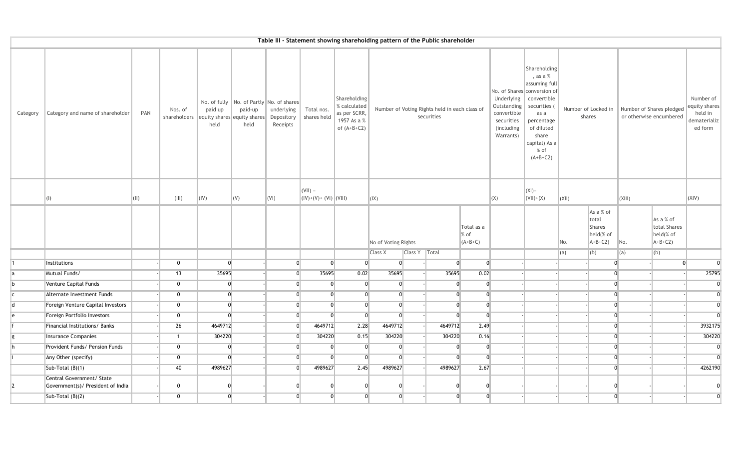# Table III - Statement showing shareholding pattern of the Public shareholder

| Category | Category and name of shareholder | PAN | Nos. of shareholders | No. of fully paid up equity shares held | No. of Partly paid-up equity shares held | No. of shares underlying Depository Receipts | Total nos. shares held | Shareholding % calculated as per SCRR, 1957 As a % of (A+B+C2) | Number of Voting Rights held in each class of securities | | | | No. of Shares Underlying Outstanding convertible securities (including Warrants) | Shareholding , as a % assuming full conversion of convertible securities ( as a percentage of diluted share capital) As a % of (A+B+C2) | Number of Locked in shares | | Number of Shares pledged or otherwise encumbered | | Number of equity shares held in dematerialized form |
|---|---|---|---|---|---|---|---|---|---|---|---|---|---|---|---|---|---|---|---|
| | (I) | (II) | (III) | (IV) | (V) | (VI) | (VII) = (IV)+(V)+ (VI) | (VIII) | (IX) | | | | (X) | (XI)= (VII)+(X) | (XII) | | (XIII) | | (XIV) |
| | | | | | | | | | No of Voting Rights | | | Total as a % of (A+B+C) | | | No. | As a % of total Shares held(% of A+B+C2) | No. | As a % of total Shares held(% of A+B+C2) | |
| | | | | | | | | | Class X | Class Y | Total | | | | (a) | (b) | (a) | (b) | |
| 1 | Institutions | - | 0 | 0 | - | 0 | 0 | 0 | 0 | - | 0 | 0 | - | - | - | 0 | - | 0 | 0 |
| a | Mutual Funds/ | - | 13 | 35695 | - | 0 | 35695 | 0.02 | 35695 | - | 35695 | 0.02 | - | - | - | 0 | - | - | 25795 |
| b | Venture Capital Funds | - | 0 | 0 | - | 0 | 0 | 0 | 0 | - | 0 | 0 | - | - | - | 0 | - | - | 0 |
| c | Alternate Investment Funds | - | 0 | 0 | - | 0 | 0 | 0 | 0 | - | 0 | 0 | - | - | - | 0 | - | - | 0 |
| d | Foreign Venture Capital Investors | - | 0 | 0 | - | 0 | 0 | 0 | 0 | - | 0 | 0 | - | - | - | 0 | - | - | 0 |
| e | Foreign Portfolio Investors | - | 0 | 0 | - | 0 | 0 | 0 | 0 | - | 0 | 0 | - | - | - | 0 | - | - | 0 |
| f | Financial Institutions/ Banks | - | 26 | 4649712 | - | 0 | 4649712 | 2.28 | 4649712 | - | 4649712 | 2.49 | - | - | - | 0 | - | - | 3932175 |
| g | Insurance Companies | - | 1 | 304220 | - | 0 | 304220 | 0.15 | 304220 | - | 304220 | 0.16 | - | - | - | 0 | - | - | 304220 |
| h | Provident Funds/ Pension Funds | - | 0 | 0 | - | 0 | 0 | 0 | 0 | - | 0 | 0 | - | - | - | 0 | - | - | 0 |
| i | Any Other (specify) | - | 0 | 0 | - | 0 | 0 | 0 | 0 | - | 0 | 0 | - | - | - | 0 | - | - | 0 |
| | Sub-Total (B)(1) | - | 40 | 4989627 | - | 0 | 4989627 | 2.45 | 4989627 | - | 4989627 | 2.67 | - | - | - | 0 | - | - | 4262190 |
| 2 | Central Government/ State Government(s)/ President of India | - | 0 | 0 | - | 0 | 0 | 0 | 0 | - | 0 | 0 | - | - | - | 0 | - | - | 0 |
| | Sub-Total (B)(2) | - | 0 | 0 | - | 0 | 0 | 0 | 0 | - | 0 | 0 | - | - | - | 0 | - | - | 0 |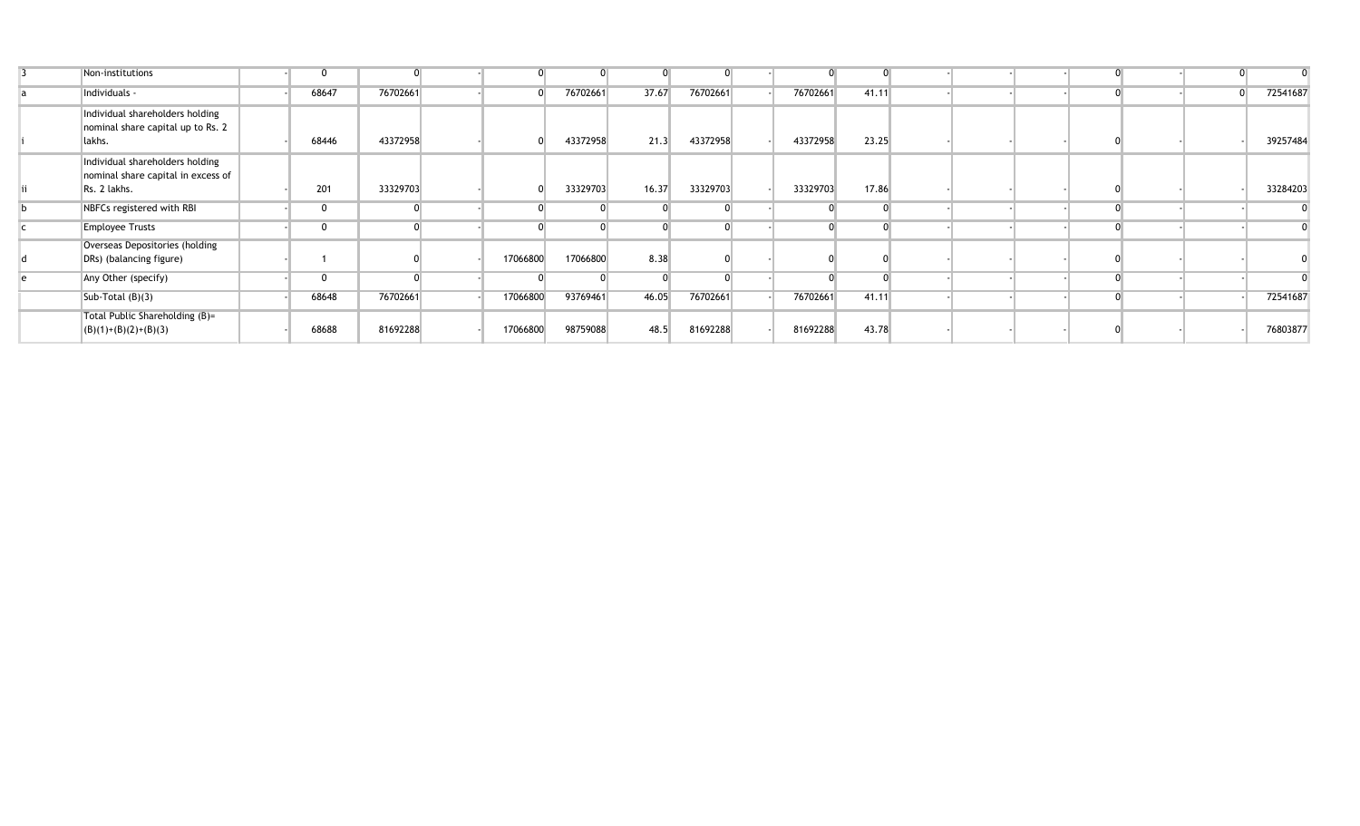| | | | | | | | | | | | | | | | | | | | |
|---|---|---|---|---|---|---|---|---|---|---|---|---|---|---|---|---|---|---|---|
| 3 | Non-institutions | - | 0 | 0 | - | 0 | 0 | 0 | 0 | - | 0 | 0 | - | - | - | 0 | - | 0 | 0 |
| a | Individuals - | - | 68647 | 76702661 | - | 0 | 76702661 | 37.67 | 76702661 | - | 76702661 | 41.11 | - | - | - | 0 | - | 0 | 72541687 |
| i | Individual shareholders holding nominal share capital up to Rs. 2 lakhs. | - | 68446 | 43372958 | - | 0 | 43372958 | 21.3 | 43372958 | - | 43372958 | 23.25 | - | - | - | 0 | - | - | 39257484 |
| ii | Individual shareholders holding nominal share capital in excess of Rs. 2 lakhs. | - | 201 | 33329703 | - | 0 | 33329703 | 16.37 | 33329703 | - | 33329703 | 17.86 | - | - | - | 0 | - | - | 33284203 |
| b | NBFCs registered with RBI | - | 0 | 0 | - | 0 | 0 | 0 | 0 | - | 0 | 0 | - | - | - | 0 | - | - | 0 |
| c | Employee Trusts | - | 0 | 0 | - | 0 | 0 | 0 | 0 | - | 0 | 0 | - | - | - | 0 | - | - | 0 |
| d | Overseas Depositories (holding DRs) (balancing figure) | - | 1 | 0 | - | 17066800 | 17066800 | 8.38 | 0 | - | 0 | 0 | - | - | - | 0 | - | - | 0 |
| e | Any Other (specify) | - | 0 | 0 | - | 0 | 0 | 0 | 0 | - | 0 | 0 | - | - | - | 0 | - | - | 0 |
| | Sub-Total (B)(3) | - | 68648 | 76702661 | - | 17066800 | 93769461 | 46.05 | 76702661 | - | 76702661 | 41.11 | - | - | - | 0 | - | - | 72541687 |
| | Total Public Shareholding (B)= (B)(1)+(B)(2)+(B)(3) | - | 68688 | 81692288 | - | 17066800 | 98759088 | 48.5 | 81692288 | - | 81692288 | 43.78 | - | - | - | 0 | - | - | 76803877 |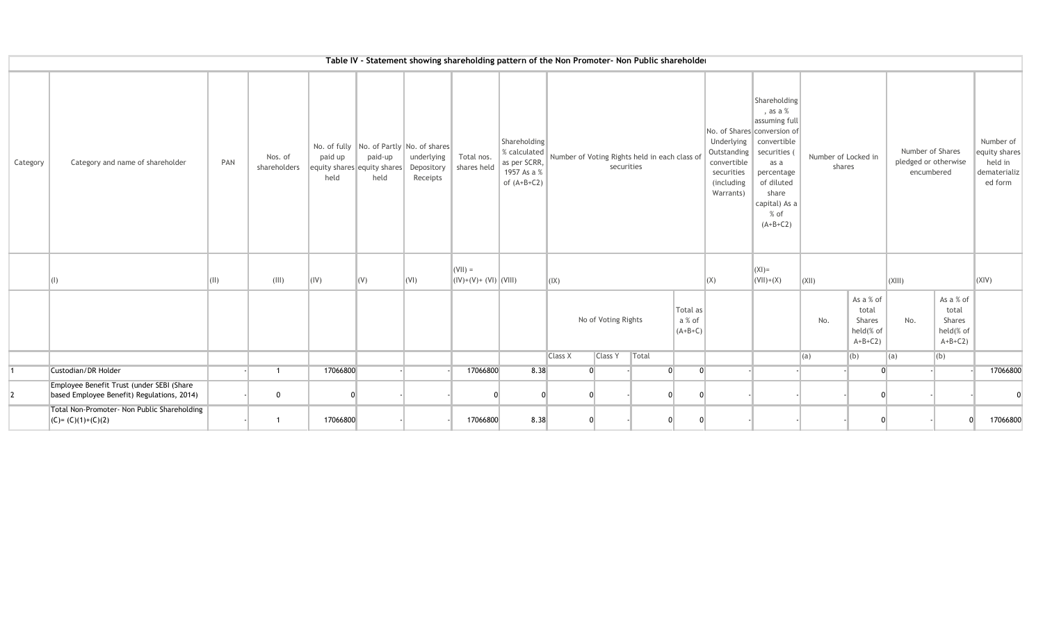**Table IV - Statement showing shareholding pattern of the Non Promoter- Non Public shareholder**

| Category | Category and name of shareholder | PAN | Nos. of shareholders | No. of fully paid up equity shares held | No. of Partly paid-up equity shares held | No. of shares underlying Depository Receipts | Total nos. shares held | Shareholding % calculated as per SCRR, 1957 As a % of (A+B+C2) | Number of Voting Rights held in each class of securities | | | | No. of Shares Underlying Outstanding convertible securities (including Warrants) | Shareholding , as a % assuming full conversion of convertible securities ( as a percentage of diluted share capital) As a % of (A+B+C2) | Number of Locked in shares | | Number of Shares pledged or otherwise encumbered | | Number of equity shares held in dematerialized form |
|---|---|---|---|---|---|---|---|---|---|---|---|---|---|---|---|---|---|---|---|
| | (I) | (II) | (III) | (IV) | (V) | (VI) | (VII) = (IV)+(V)+ (VI) | (VIII) | (IX) | | | | (X) | (XI)= (VII)+(X) | (XII) | | (XIII) | | (XIV) |
| | | | | | | | | | No of Voting Rights | | | Total as a % of (A+B+C) | | | No. | As a % of total Shares held(% of A+B+C2) | No. | As a % of total Shares held(% of A+B+C2) | |
| | | | | | | | | | Class X | Class Y | Total | | | | (a) | (b) | (a) | (b) | |
| 1 | Custodian/DR Holder | - | 1 | 17066800 | - | - | 17066800 | 8.38 | 0 | - | 0 | 0 | - | - | - | 0 | - | - | 17066800 |
| 2 | Employee Benefit Trust (under SEBI (Share based Employee Benefit) Regulations, 2014) | - | 0 | 0 | - | - | 0 | 0 | 0 | - | 0 | 0 | - | - | - | 0 | - | - | 0 |
| | Total Non-Promoter- Non Public Shareholding (C)= (C)(1)+(C)(2) | - | 1 | 17066800 | - | - | 17066800 | 8.38 | 0 | - | 0 | 0 | - | - | - | 0 | - | 0 | 17066800 |